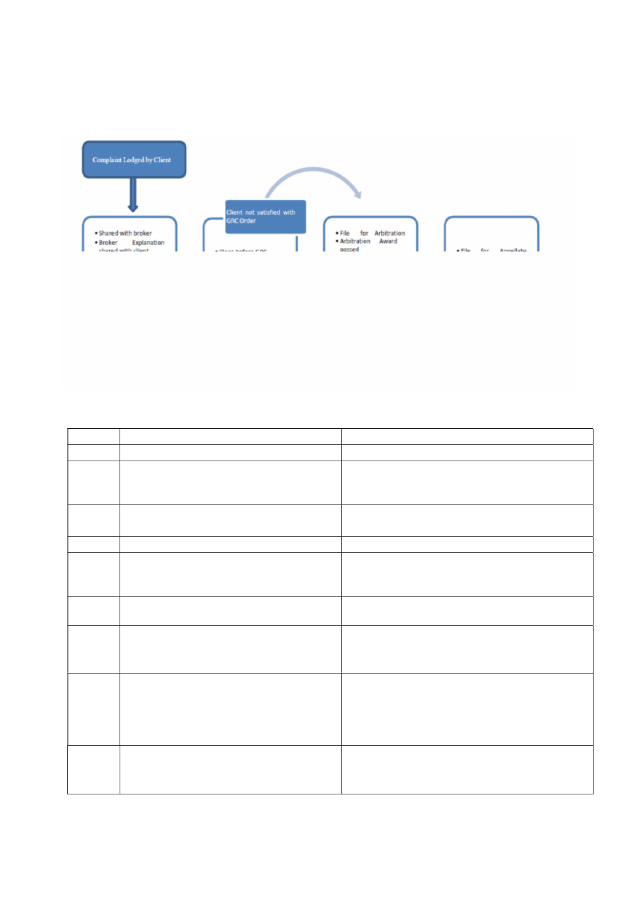Complaint Lodged by Client

- Shared with broker
- Broker Explanation shared with client

Client not satisfied with GRC Order

- Place before GRC

- File for Arbitration
- Arbitration Award passed

- File for Appellate

| | | |
|---|---|---|
| | | |
| | | |
| | | |
| | | |
| | | |
| | | |
| | | |
| | | |
| | | |
| | | |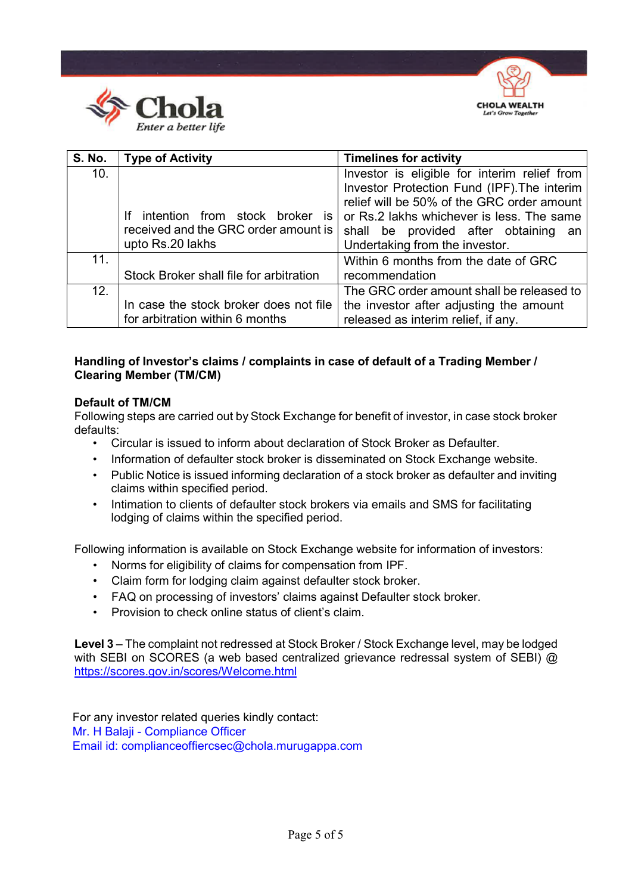| S. No. | Type of Activity | Timelines for activity |
| --- | --- | --- |
| 10. | If intention from stock broker is received and the GRC order amount is upto Rs.20 lakhs | Investor is eligible for interim relief from Investor Protection Fund (IPF).The interim relief will be 50% of the GRC order amount or Rs.2 lakhs whichever is less. The same shall be provided after obtaining an Undertaking from the investor. |
| 11. | Stock Broker shall file for arbitration | Within 6 months from the date of GRC recommendation |
| 12. | In case the stock broker does not file for arbitration within 6 months | The GRC order amount shall be released to the investor after adjusting the amount released as interim relief, if any. |

**Handling of Investor's claims / complaints in case of default of a Trading Member / Clearing Member (TM/CM)**

**Default of TM/CM**

Following steps are carried out by Stock Exchange for benefit of investor, in case stock broker defaults:

- Circular is issued to inform about declaration of Stock Broker as Defaulter.
- Information of defaulter stock broker is disseminated on Stock Exchange website.
- Public Notice is issued informing declaration of a stock broker as defaulter and inviting claims within specified period.
- Intimation to clients of defaulter stock brokers via emails and SMS for facilitating lodging of claims within the specified period.

Following information is available on Stock Exchange website for information of investors:

- Norms for eligibility of claims for compensation from IPF.
- Claim form for lodging claim against defaulter stock broker.
- FAQ on processing of investors' claims against Defaulter stock broker.
- Provision to check online status of client's claim.

**Level 3** – The complaint not redressed at Stock Broker / Stock Exchange level, may be lodged with SEBI on SCORES (a web based centralized grievance redressal system of SEBI) @ https://scores.gov.in/scores/Welcome.html

For any investor related queries kindly contact:
Mr. H Balaji - Compliance Officer
Email id: complianceoffiercsec@chola.murugappa.com